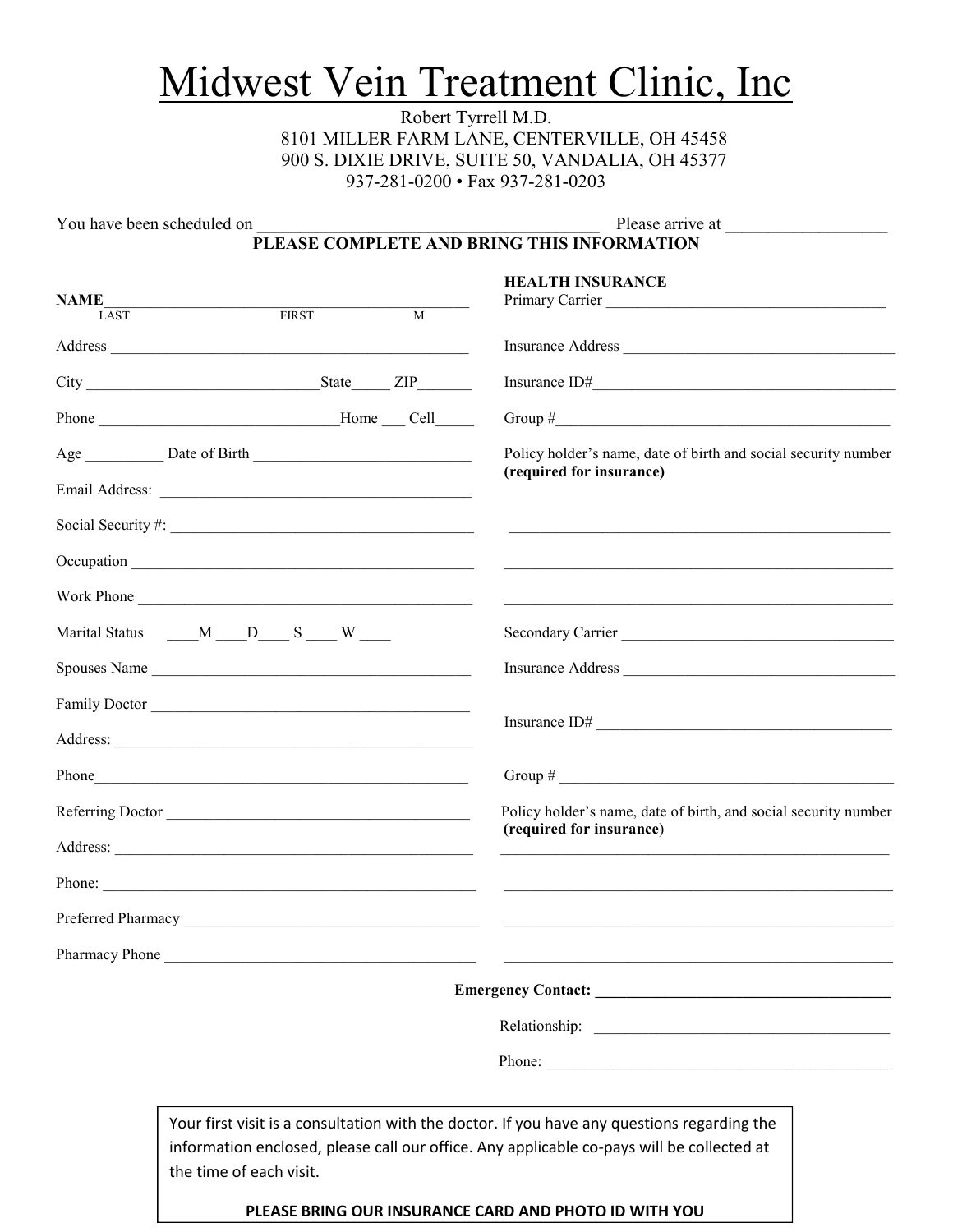# Midwest Vein Treatment Clinic, Inc

Robert Tyrrell M.D.
8101 MILLER FARM LANE, CENTERVILLE, OH 45458
900 S. DIXIE DRIVE, SUITE 50, VANDALIA, OH 45377
937-281-0200 • Fax 937-281-0203

You have been scheduled on ________________________________________ Please arrive at ___________________

**PLEASE COMPLETE AND BRING THIS INFORMATION**

**NAME**_______________________________________________
LAST FIRST M

Address _______________________________________________

City _____________________________State_____ ZIP_______

Phone ______________________________Home ___ Cell_____

Age __________ Date of Birth ____________________________

Email Address: _________________________________________

Social Security #: ________________________________________

Occupation ____________________________________________

Work Phone ____________________________________________

Marital Status ____M ____D____ S ____ W ____

Spouses Name __________________________________________

Family Doctor __________________________________________

Address: _______________________________________________

Phone_________________________________________________

Referring Doctor ________________________________________

Address: _______________________________________________

Phone: ________________________________________________

Preferred Pharmacy ______________________________________

Pharmacy Phone _________________________________________

**HEALTH INSURANCE**

Primary Carrier _____________________________________

Insurance Address ___________________________________

Insurance ID#_______________________________________

Group #____________________________________________

Policy holder's name, date of birth and social security number **(required for insurance)**

__________________________________________________

__________________________________________________

__________________________________________________

Secondary Carrier ___________________________________

Insurance Address ___________________________________

Insurance ID# ______________________________________

Group # ___________________________________________

Policy holder's name, date of birth, and social security number **(required for insurance)**

__________________________________________________

__________________________________________________

__________________________________________________

__________________________________________________

**Emergency Contact: ______________________________________**

Relationship: ______________________________________

Phone: ___________________________________________

Your first visit is a consultation with the doctor. If you have any questions regarding the information enclosed, please call our office. Any applicable co-pays will be collected at the time of each visit.

**PLEASE BRING OUR INSURANCE CARD AND PHOTO ID WITH YOU**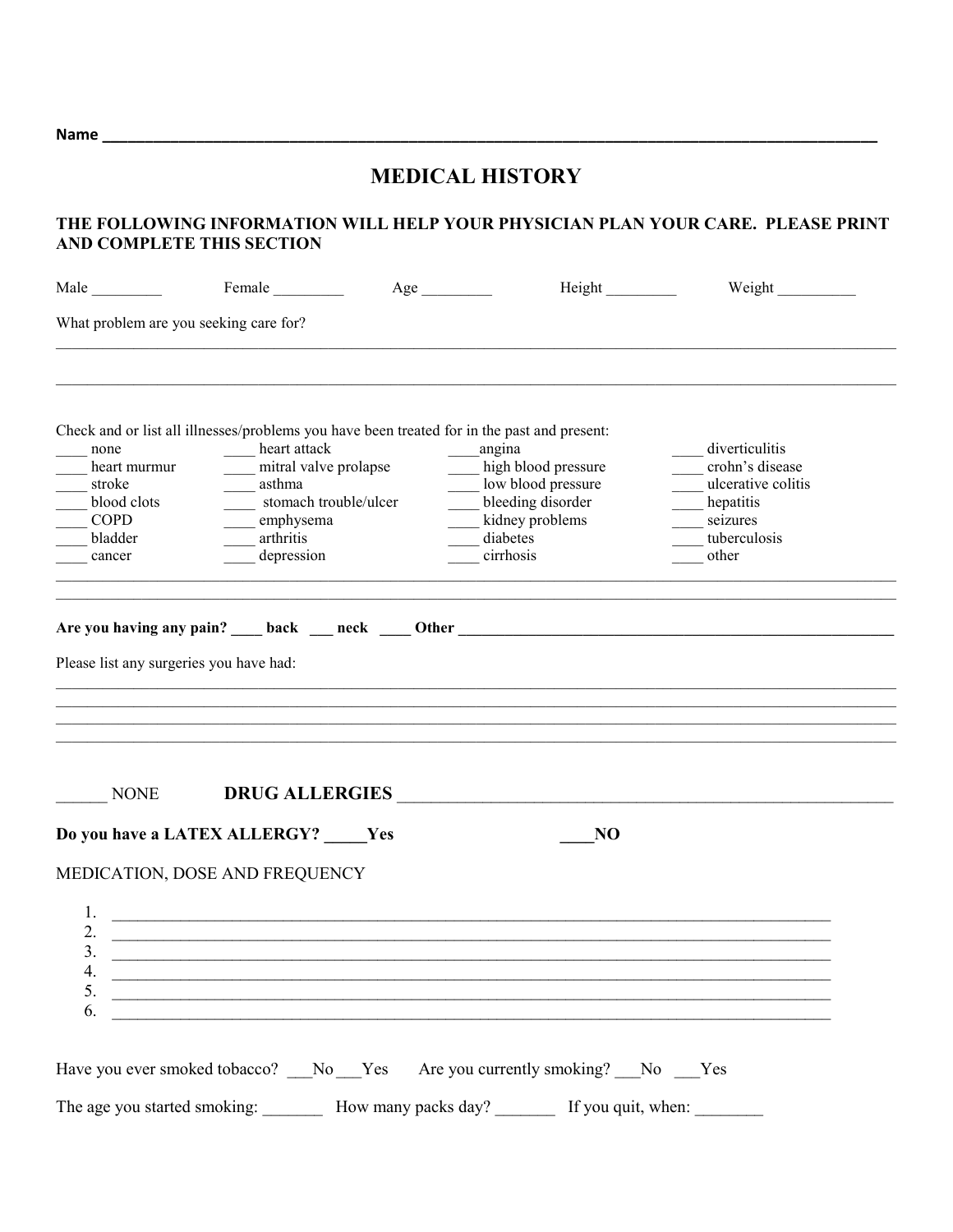**Name** ______________________________________________________________________________

# MEDICAL HISTORY

**THE FOLLOWING INFORMATION WILL HELP YOUR PHYSICIAN PLAN YOUR CARE. PLEASE PRINT AND COMPLETE THIS SECTION**

Male _________ Female _________ Age _________ Height _________ Weight __________

What problem are you seeking care for?

______________________________________________________________________________

______________________________________________________________________________

Check and or list all illnesses/problems you have been treated for in the past and present:

| | | | |
|---|---|---|---|
| ____ none | ____ heart attack | ____angina | ____ diverticulitis |
| ____ heart murmur | ____ mitral valve prolapse | ____ high blood pressure | ____ crohn's disease |
| ____ stroke | ____ asthma | ____ low blood pressure | ____ ulcerative colitis |
| ____ blood clots | ____ stomach trouble/ulcer | ____ bleeding disorder | ____ hepatitis |
| ____ COPD | ____ emphysema | ____ kidney problems | ____ seizures |
| ____ bladder | ____ arthritis | ____ diabetes | ____ tuberculosis |
| ____ cancer | ____ depression | ____ cirrhosis | ____ other |

______________________________________________________________________________

______________________________________________________________________________

**Are you having any pain? ____ back ___ neck ____ Other ______________________________**

Please list any surgeries you have had:

______________________________________________________________________________

______________________________________________________________________________

______________________________________________________________________________

______________________________________________________________________________

______ NONE **DRUG ALLERGIES** ________________________________________________

**Do you have a LATEX ALLERGY? _____Yes ____NO**

MEDICATION, DOSE AND FREQUENCY

1. ______________________________________________________________________
2. ______________________________________________________________________
3. ______________________________________________________________________
4. ______________________________________________________________________
5. ______________________________________________________________________
6. ______________________________________________________________________

Have you ever smoked tobacco? ___No ___Yes Are you currently smoking? ___No ___Yes

The age you started smoking: _______ How many packs day? _______ If you quit, when: ________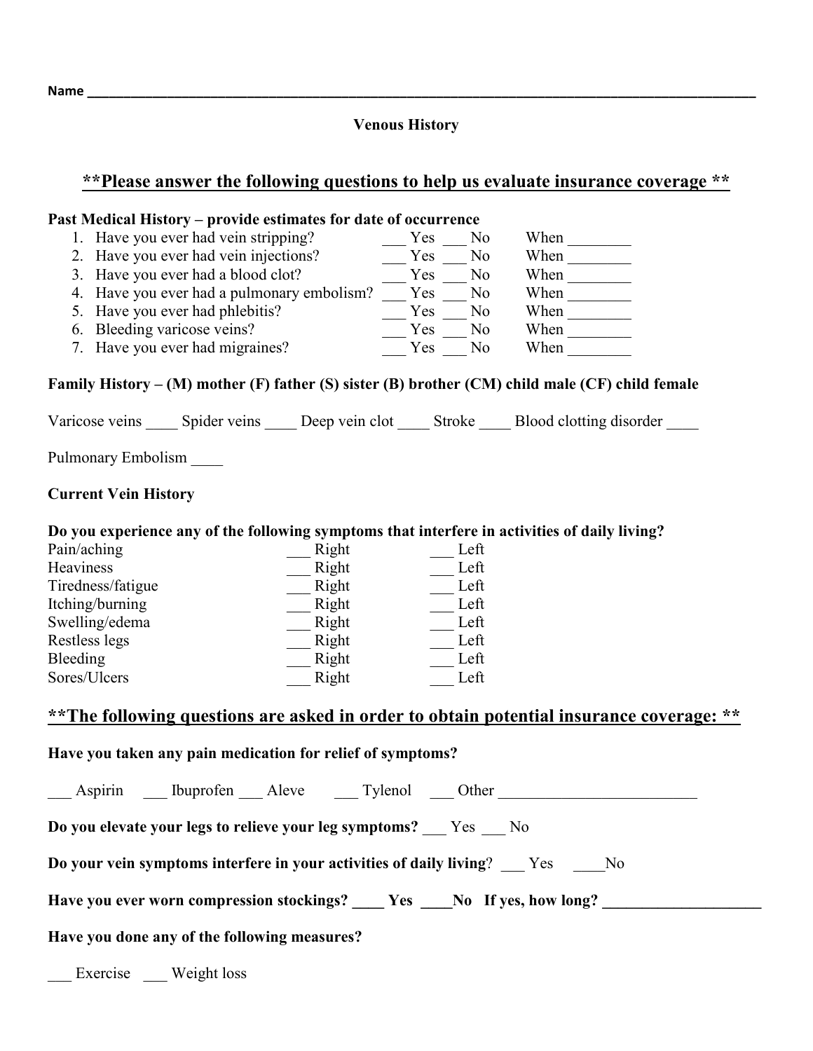**Name** ______________________________________________________________________________________

**Venous History**

## **<u>**Please answer the following questions to help us evaluate insurance coverage **</u>**

**Past Medical History – provide estimates for date of occurrence**

1. Have you ever had vein stripping? ___ Yes ___ No When ________
2. Have you ever had vein injections? ___ Yes ___ No When ________
3. Have you ever had a blood clot? ___ Yes ___ No When ________
4. Have you ever had a pulmonary embolism? ___ Yes ___ No When ________
5. Have you ever had phlebitis? ___ Yes ___ No When ________
6. Bleeding varicose veins? ___ Yes ___ No When ________
7. Have you ever had migraines? ___ Yes ___ No When ________

**Family History – (M) mother (F) father (S) sister (B) brother (CM) child male (CF) child female**

Varicose veins ____ Spider veins ____ Deep vein clot ____ Stroke ____ Blood clotting disorder ____

Pulmonary Embolism ____

**Current Vein History**

**Do you experience any of the following symptoms that interfere in activities of daily living?**

| | | |
|---|---|---|
| Pain/aching | ___ Right | ___ Left |
| Heaviness | ___ Right | ___ Left |
| Tiredness/fatigue | ___ Right | ___ Left |
| Itching/burning | ___ Right | ___ Left |
| Swelling/edema | ___ Right | ___ Left |
| Restless legs | ___ Right | ___ Left |
| Bleeding | ___ Right | ___ Left |
| Sores/Ulcers | ___ Right | ___ Left |

## **<u>**The following questions are asked in order to obtain potential insurance coverage: **</u>**

**Have you taken any pain medication for relief of symptoms?**

___ Aspirin ___ Ibuprofen ___ Aleve ___ Tylenol ___ Other ________________________

**Do you elevate your legs to relieve your leg symptoms?** ___ Yes ___ No

**Do your vein symptoms interfere in your activities of daily living**? ___ Yes ____No

**Have you ever worn compression stockings? ____ Yes ____No If yes, how long? ____________________**

**Have you done any of the following measures?**

___ Exercise ___ Weight loss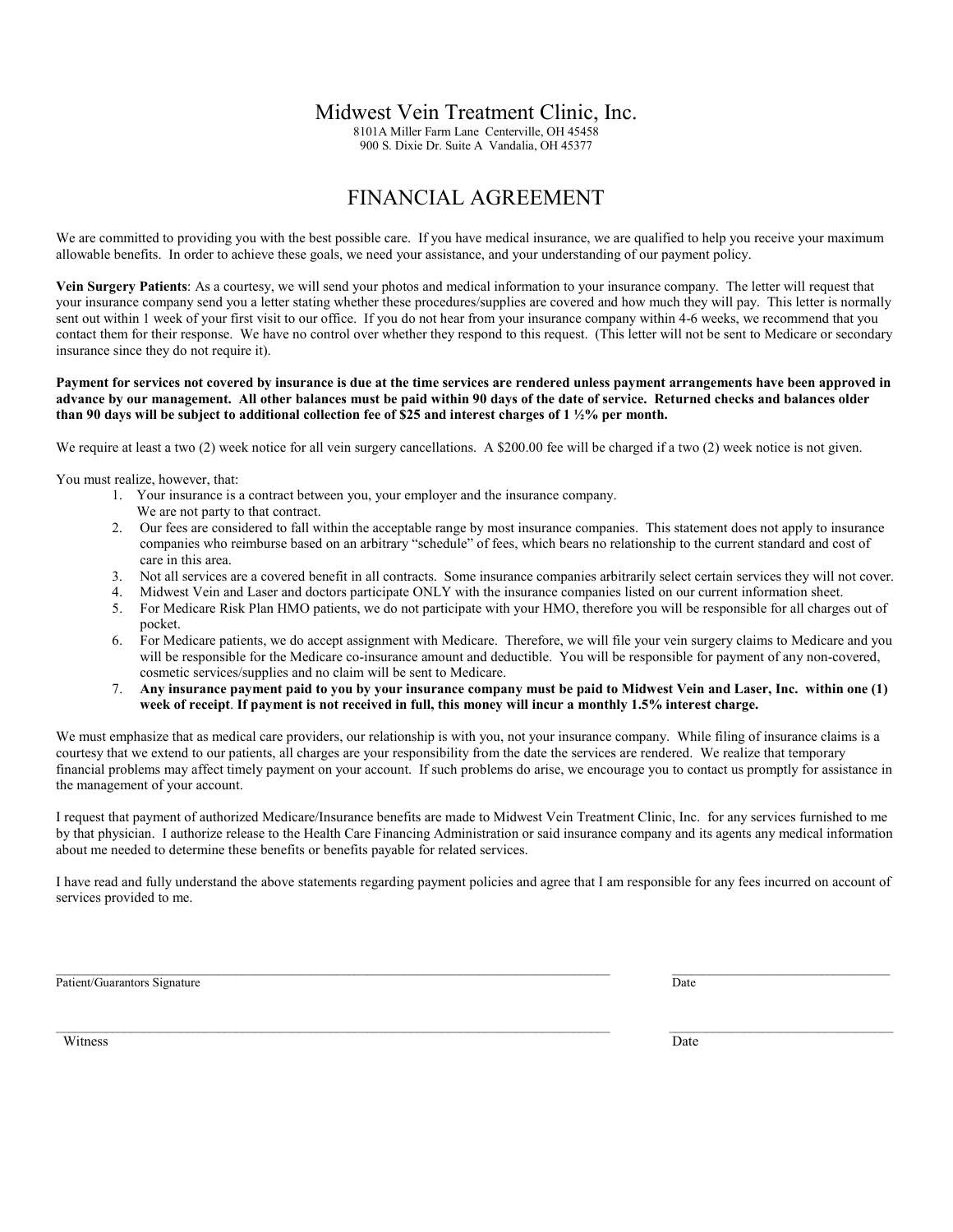# Midwest Vein Treatment Clinic, Inc.

8101A Miller Farm Lane Centerville, OH 45458
900 S. Dixie Dr. Suite A Vandalia, OH 45377

## FINANCIAL AGREEMENT

We are committed to providing you with the best possible care. If you have medical insurance, we are qualified to help you receive your maximum allowable benefits. In order to achieve these goals, we need your assistance, and your understanding of our payment policy.

**Vein Surgery Patients**: As a courtesy, we will send your photos and medical information to your insurance company. The letter will request that your insurance company send you a letter stating whether these procedures/supplies are covered and how much they will pay. This letter is normally sent out within 1 week of your first visit to our office. If you do not hear from your insurance company within 4-6 weeks, we recommend that you contact them for their response. We have no control over whether they respond to this request. (This letter will not be sent to Medicare or secondary insurance since they do not require it).

**Payment for services not covered by insurance is due at the time services are rendered unless payment arrangements have been approved in advance by our management. All other balances must be paid within 90 days of the date of service. Returned checks and balances older than 90 days will be subject to additional collection fee of $25 and interest charges of 1 ½% per month.**

We require at least a two (2) week notice for all vein surgery cancellations. A $200.00 fee will be charged if a two (2) week notice is not given.

You must realize, however, that:

1. Your insurance is a contract between you, your employer and the insurance company. We are not party to that contract.
2. Our fees are considered to fall within the acceptable range by most insurance companies. This statement does not apply to insurance companies who reimburse based on an arbitrary "schedule" of fees, which bears no relationship to the current standard and cost of care in this area.
3. Not all services are a covered benefit in all contracts. Some insurance companies arbitrarily select certain services they will not cover.
4. Midwest Vein and Laser and doctors participate ONLY with the insurance companies listed on our current information sheet.
5. For Medicare Risk Plan HMO patients, we do not participate with your HMO, therefore you will be responsible for all charges out of pocket.
6. For Medicare patients, we do accept assignment with Medicare. Therefore, we will file your vein surgery claims to Medicare and you will be responsible for the Medicare co-insurance amount and deductible. You will be responsible for payment of any non-covered, cosmetic services/supplies and no claim will be sent to Medicare.
7. **Any insurance payment paid to you by your insurance company must be paid to Midwest Vein and Laser, Inc. within one (1) week of receipt**. **If payment is not received in full, this money will incur a monthly 1.5% interest charge.**

We must emphasize that as medical care providers, our relationship is with you, not your insurance company. While filing of insurance claims is a courtesy that we extend to our patients, all charges are your responsibility from the date the services are rendered. We realize that temporary financial problems may affect timely payment on your account. If such problems do arise, we encourage you to contact us promptly for assistance in the management of your account.

I request that payment of authorized Medicare/Insurance benefits are made to Midwest Vein Treatment Clinic, Inc. for any services furnished to me by that physician. I authorize release to the Health Care Financing Administration or said insurance company and its agents any medical information about me needed to determine these benefits or benefits payable for related services.

I have read and fully understand the above statements regarding payment policies and agree that I am responsible for any fees incurred on account of services provided to me.

\_\_\_\_\_\_\_\_\_\_\_\_\_\_\_\_\_\_\_\_\_\_\_\_\_\_\_\_\_\_\_\_\_\_\_\_\_\_\_\_ \_\_\_\_\_\_\_\_\_\_\_\_\_\_\_\_\_\_\_\_
Patient/Guarantors Signature Date

\_\_\_\_\_\_\_\_\_\_\_\_\_\_\_\_\_\_\_\_\_\_\_\_\_\_\_\_\_\_\_\_\_\_\_\_\_\_\_\_ \_\_\_\_\_\_\_\_\_\_\_\_\_\_\_\_\_\_\_\_
Witness Date